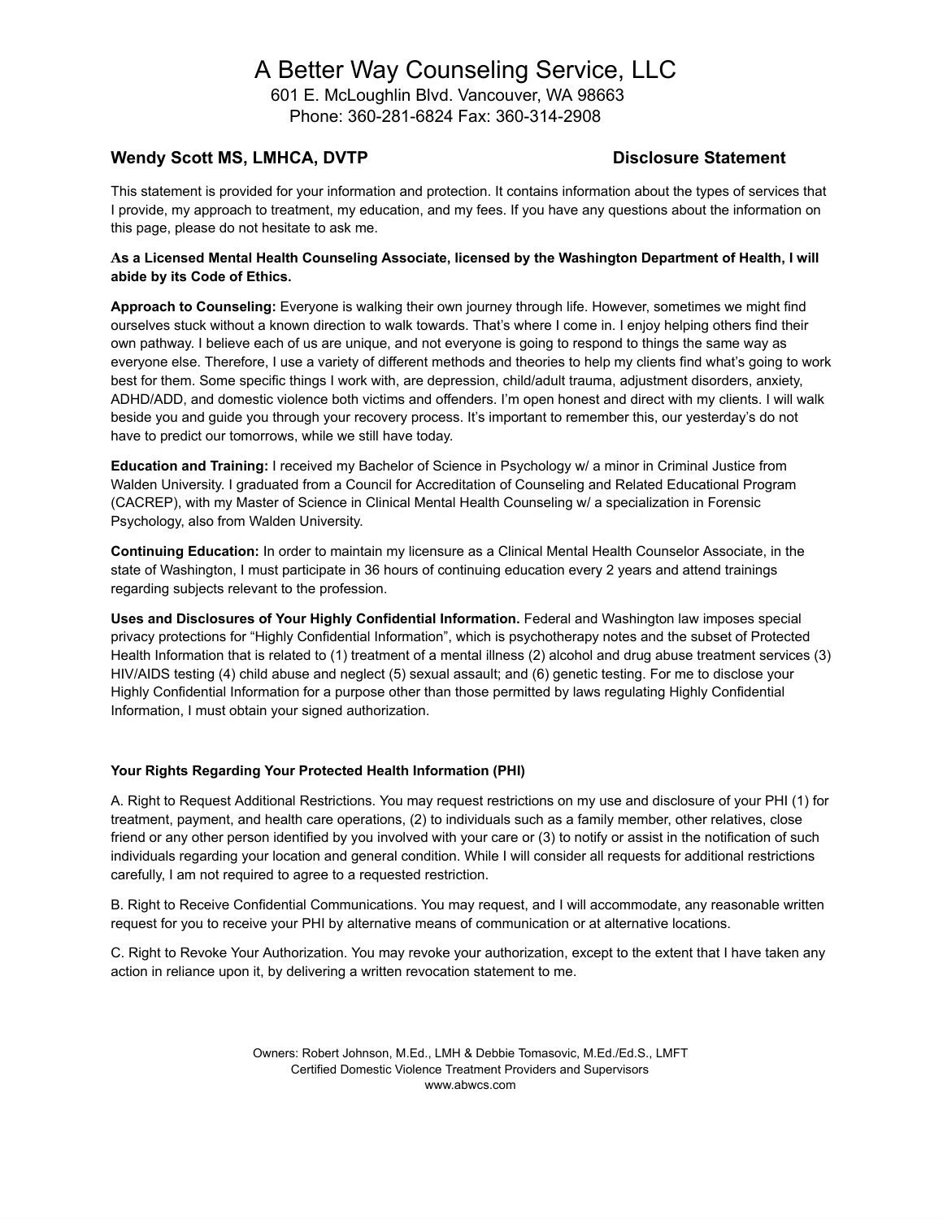# A Better Way Counseling Service, LLC

601 E. McLoughlin Blvd. Vancouver, WA 98663
Phone: 360-281-6824 Fax: 360-314-2908

**Wendy Scott MS, LMHCA, DVTP** **Disclosure Statement**

This statement is provided for your information and protection. It contains information about the types of services that I provide, my approach to treatment, my education, and my fees. If you have any questions about the information on this page, please do not hesitate to ask me.

**As a Licensed Mental Health Counseling Associate, licensed by the Washington Department of Health, I will abide by its Code of Ethics.**

**Approach to Counseling:** Everyone is walking their own journey through life. However, sometimes we might find ourselves stuck without a known direction to walk towards. That's where I come in. I enjoy helping others find their own pathway. I believe each of us are unique, and not everyone is going to respond to things the same way as everyone else. Therefore, I use a variety of different methods and theories to help my clients find what's going to work best for them. Some specific things I work with, are depression, child/adult trauma, adjustment disorders, anxiety, ADHD/ADD, and domestic violence both victims and offenders. I'm open honest and direct with my clients. I will walk beside you and guide you through your recovery process. It's important to remember this, our yesterday's do not have to predict our tomorrows, while we still have today.

**Education and Training:** I received my Bachelor of Science in Psychology w/ a minor in Criminal Justice from Walden University. I graduated from a Council for Accreditation of Counseling and Related Educational Program (CACREP), with my Master of Science in Clinical Mental Health Counseling w/ a specialization in Forensic Psychology, also from Walden University.

**Continuing Education:** In order to maintain my licensure as a Clinical Mental Health Counselor Associate, in the state of Washington, I must participate in 36 hours of continuing education every 2 years and attend trainings regarding subjects relevant to the profession.

**Uses and Disclosures of Your Highly Confidential Information.** Federal and Washington law imposes special privacy protections for "Highly Confidential Information", which is psychotherapy notes and the subset of Protected Health Information that is related to (1) treatment of a mental illness (2) alcohol and drug abuse treatment services (3) HIV/AIDS testing (4) child abuse and neglect (5) sexual assault; and (6) genetic testing. For me to disclose your Highly Confidential Information for a purpose other than those permitted by laws regulating Highly Confidential Information, I must obtain your signed authorization.

**Your Rights Regarding Your Protected Health Information (PHI)**

A. Right to Request Additional Restrictions. You may request restrictions on my use and disclosure of your PHI (1) for treatment, payment, and health care operations, (2) to individuals such as a family member, other relatives, close friend or any other person identified by you involved with your care or (3) to notify or assist in the notification of such individuals regarding your location and general condition. While I will consider all requests for additional restrictions carefully, I am not required to agree to a requested restriction.

B. Right to Receive Confidential Communications. You may request, and I will accommodate, any reasonable written request for you to receive your PHI by alternative means of communication or at alternative locations.

C. Right to Revoke Your Authorization. You may revoke your authorization, except to the extent that I have taken any action in reliance upon it, by delivering a written revocation statement to me.

Owners: Robert Johnson, M.Ed., LMH & Debbie Tomasovic, M.Ed./Ed.S., LMFT
Certified Domestic Violence Treatment Providers and Supervisors
www.abwcs.com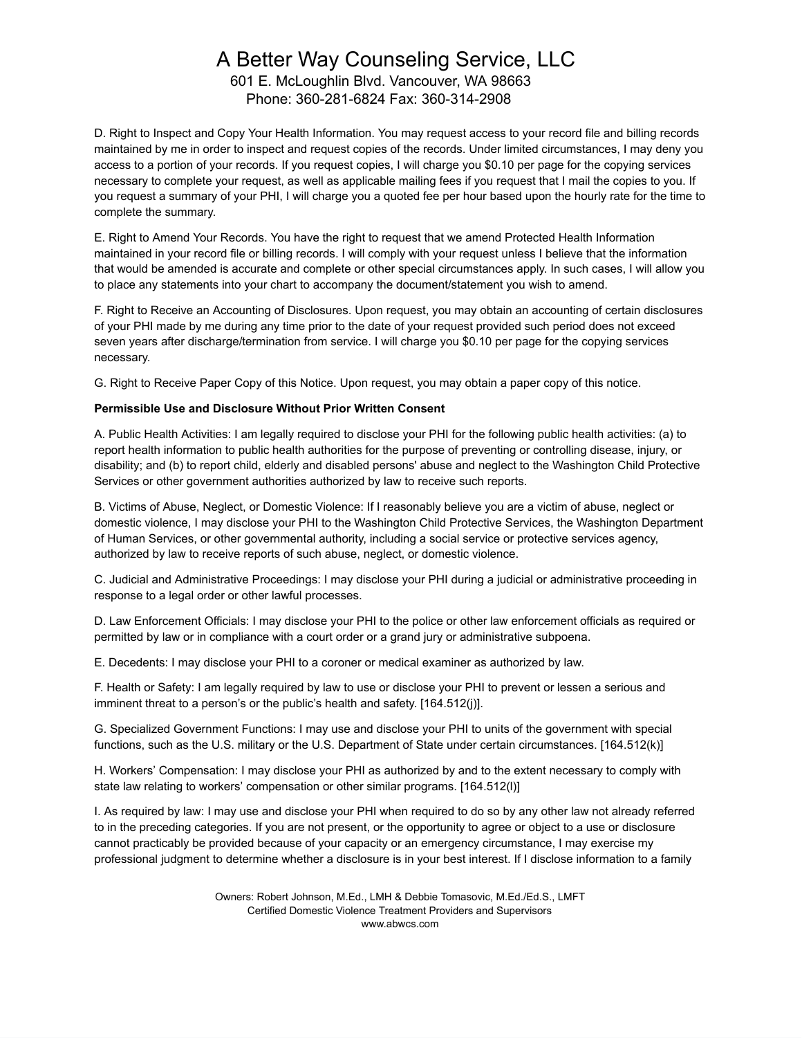D. Right to Inspect and Copy Your Health Information. You may request access to your record file and billing records maintained by me in order to inspect and request copies of the records. Under limited circumstances, I may deny you access to a portion of your records. If you request copies, I will charge you $0.10 per page for the copying services necessary to complete your request, as well as applicable mailing fees if you request that I mail the copies to you. If you request a summary of your PHI, I will charge you a quoted fee per hour based upon the hourly rate for the time to complete the summary.

E. Right to Amend Your Records. You have the right to request that we amend Protected Health Information maintained in your record file or billing records. I will comply with your request unless I believe that the information that would be amended is accurate and complete or other special circumstances apply. In such cases, I will allow you to place any statements into your chart to accompany the document/statement you wish to amend.

F. Right to Receive an Accounting of Disclosures. Upon request, you may obtain an accounting of certain disclosures of your PHI made by me during any time prior to the date of your request provided such period does not exceed seven years after discharge/termination from service. I will charge you $0.10 per page for the copying services necessary.

G. Right to Receive Paper Copy of this Notice. Upon request, you may obtain a paper copy of this notice.

**Permissible Use and Disclosure Without Prior Written Consent**

A. Public Health Activities: I am legally required to disclose your PHI for the following public health activities: (a) to report health information to public health authorities for the purpose of preventing or controlling disease, injury, or disability; and (b) to report child, elderly and disabled persons' abuse and neglect to the Washington Child Protective Services or other government authorities authorized by law to receive such reports.

B. Victims of Abuse, Neglect, or Domestic Violence: If I reasonably believe you are a victim of abuse, neglect or domestic violence, I may disclose your PHI to the Washington Child Protective Services, the Washington Department of Human Services, or other governmental authority, including a social service or protective services agency, authorized by law to receive reports of such abuse, neglect, or domestic violence.

C. Judicial and Administrative Proceedings: I may disclose your PHI during a judicial or administrative proceeding in response to a legal order or other lawful processes.

D. Law Enforcement Officials: I may disclose your PHI to the police or other law enforcement officials as required or permitted by law or in compliance with a court order or a grand jury or administrative subpoena.

E. Decedents: I may disclose your PHI to a coroner or medical examiner as authorized by law.

F. Health or Safety: I am legally required by law to use or disclose your PHI to prevent or lessen a serious and imminent threat to a person's or the public's health and safety. [164.512(j)].

G. Specialized Government Functions: I may use and disclose your PHI to units of the government with special functions, such as the U.S. military or the U.S. Department of State under certain circumstances. [164.512(k)]

H. Workers' Compensation: I may disclose your PHI as authorized by and to the extent necessary to comply with state law relating to workers' compensation or other similar programs. [164.512(l)]

I. As required by law: I may use and disclose your PHI when required to do so by any other law not already referred to in the preceding categories. If you are not present, or the opportunity to agree or object to a use or disclosure cannot practicably be provided because of your capacity or an emergency circumstance, I may exercise my professional judgment to determine whether a disclosure is in your best interest. If I disclose information to a family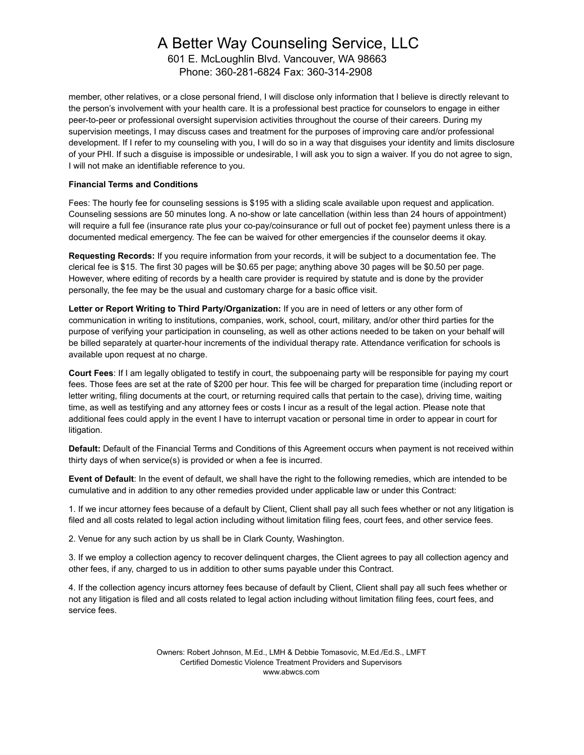member, other relatives, or a close personal friend, I will disclose only information that I believe is directly relevant to the person's involvement with your health care. It is a professional best practice for counselors to engage in either peer-to-peer or professional oversight supervision activities throughout the course of their careers. During my supervision meetings, I may discuss cases and treatment for the purposes of improving care and/or professional development. If I refer to my counseling with you, I will do so in a way that disguises your identity and limits disclosure of your PHI. If such a disguise is impossible or undesirable, I will ask you to sign a waiver. If you do not agree to sign, I will not make an identifiable reference to you.

**Financial Terms and Conditions**

Fees: The hourly fee for counseling sessions is $195 with a sliding scale available upon request and application. Counseling sessions are 50 minutes long. A no-show or late cancellation (within less than 24 hours of appointment) will require a full fee (insurance rate plus your co-pay/coinsurance or full out of pocket fee) payment unless there is a documented medical emergency. The fee can be waived for other emergencies if the counselor deems it okay.

**Requesting Records:** If you require information from your records, it will be subject to a documentation fee. The clerical fee is $15. The first 30 pages will be $0.65 per page; anything above 30 pages will be $0.50 per page. However, where editing of records by a health care provider is required by statute and is done by the provider personally, the fee may be the usual and customary charge for a basic office visit.

**Letter or Report Writing to Third Party/Organization:** If you are in need of letters or any other form of communication in writing to institutions, companies, work, school, court, military, and/or other third parties for the purpose of verifying your participation in counseling, as well as other actions needed to be taken on your behalf will be billed separately at quarter-hour increments of the individual therapy rate. Attendance verification for schools is available upon request at no charge.

**Court Fees**: If I am legally obligated to testify in court, the subpoenaing party will be responsible for paying my court fees. Those fees are set at the rate of $200 per hour. This fee will be charged for preparation time (including report or letter writing, filing documents at the court, or returning required calls that pertain to the case), driving time, waiting time, as well as testifying and any attorney fees or costs I incur as a result of the legal action. Please note that additional fees could apply in the event I have to interrupt vacation or personal time in order to appear in court for litigation.

**Default:** Default of the Financial Terms and Conditions of this Agreement occurs when payment is not received within thirty days of when service(s) is provided or when a fee is incurred.

**Event of Default**: In the event of default, we shall have the right to the following remedies, which are intended to be cumulative and in addition to any other remedies provided under applicable law or under this Contract:

1. If we incur attorney fees because of a default by Client, Client shall pay all such fees whether or not any litigation is filed and all costs related to legal action including without limitation filing fees, court fees, and other service fees.

2. Venue for any such action by us shall be in Clark County, Washington.

3. If we employ a collection agency to recover delinquent charges, the Client agrees to pay all collection agency and other fees, if any, charged to us in addition to other sums payable under this Contract.

4. If the collection agency incurs attorney fees because of default by Client, Client shall pay all such fees whether or not any litigation is filed and all costs related to legal action including without limitation filing fees, court fees, and service fees.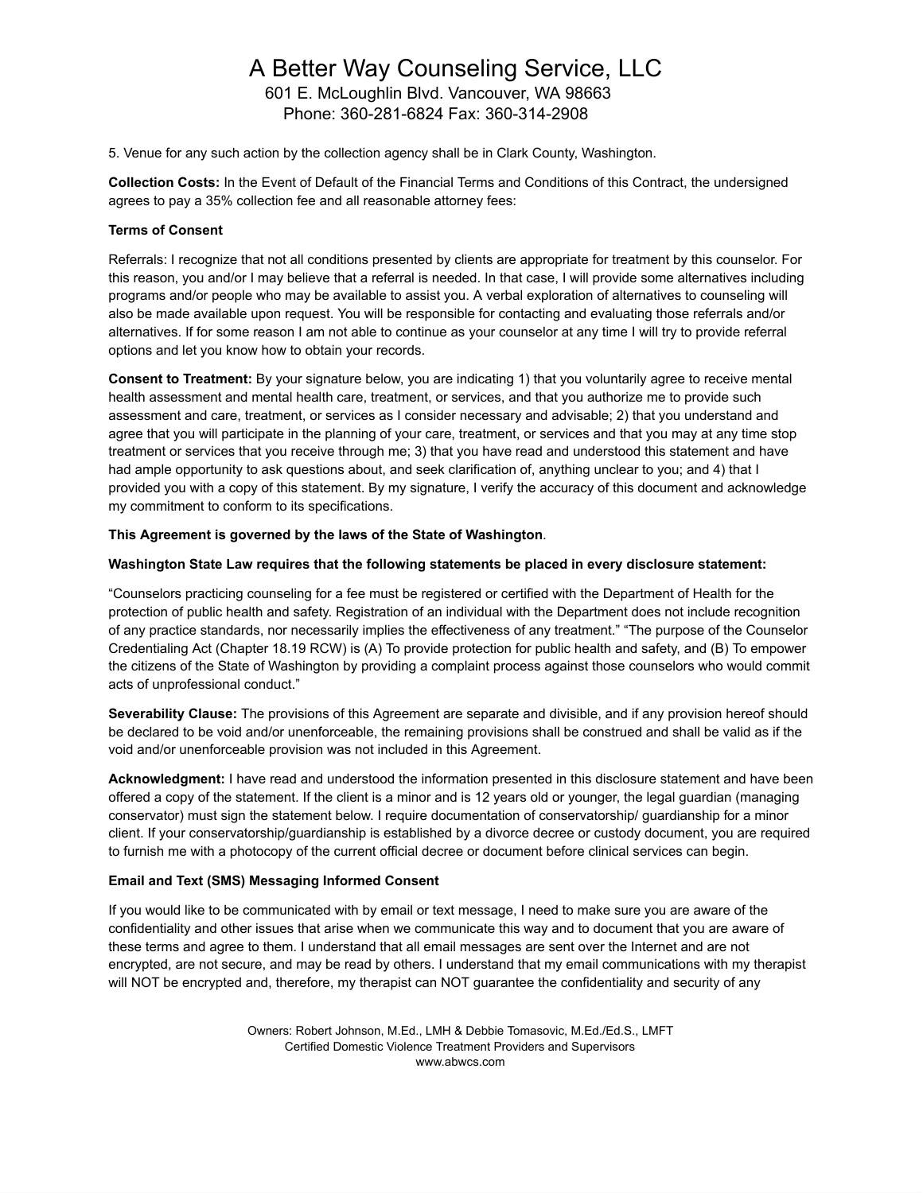5. Venue for any such action by the collection agency shall be in Clark County, Washington.

**Collection Costs:** In the Event of Default of the Financial Terms and Conditions of this Contract, the undersigned agrees to pay a 35% collection fee and all reasonable attorney fees:

**Terms of Consent**

Referrals: I recognize that not all conditions presented by clients are appropriate for treatment by this counselor. For this reason, you and/or I may believe that a referral is needed. In that case, I will provide some alternatives including programs and/or people who may be available to assist you. A verbal exploration of alternatives to counseling will also be made available upon request. You will be responsible for contacting and evaluating those referrals and/or alternatives. If for some reason I am not able to continue as your counselor at any time I will try to provide referral options and let you know how to obtain your records.

**Consent to Treatment:** By your signature below, you are indicating 1) that you voluntarily agree to receive mental health assessment and mental health care, treatment, or services, and that you authorize me to provide such assessment and care, treatment, or services as I consider necessary and advisable; 2) that you understand and agree that you will participate in the planning of your care, treatment, or services and that you may at any time stop treatment or services that you receive through me; 3) that you have read and understood this statement and have had ample opportunity to ask questions about, and seek clarification of, anything unclear to you; and 4) that I provided you with a copy of this statement. By my signature, I verify the accuracy of this document and acknowledge my commitment to conform to its specifications.

**This Agreement is governed by the laws of the State of Washington**.

**Washington State Law requires that the following statements be placed in every disclosure statement:**

"Counselors practicing counseling for a fee must be registered or certified with the Department of Health for the protection of public health and safety. Registration of an individual with the Department does not include recognition of any practice standards, nor necessarily implies the effectiveness of any treatment." "The purpose of the Counselor Credentialing Act (Chapter 18.19 RCW) is (A) To provide protection for public health and safety, and (B) To empower the citizens of the State of Washington by providing a complaint process against those counselors who would commit acts of unprofessional conduct."

**Severability Clause:** The provisions of this Agreement are separate and divisible, and if any provision hereof should be declared to be void and/or unenforceable, the remaining provisions shall be construed and shall be valid as if the void and/or unenforceable provision was not included in this Agreement.

**Acknowledgment:** I have read and understood the information presented in this disclosure statement and have been offered a copy of the statement. If the client is a minor and is 12 years old or younger, the legal guardian (managing conservator) must sign the statement below. I require documentation of conservatorship/ guardianship for a minor client. If your conservatorship/guardianship is established by a divorce decree or custody document, you are required to furnish me with a photocopy of the current official decree or document before clinical services can begin.

**Email and Text (SMS) Messaging Informed Consent**

If you would like to be communicated with by email or text message, I need to make sure you are aware of the confidentiality and other issues that arise when we communicate this way and to document that you are aware of these terms and agree to them. I understand that all email messages are sent over the Internet and are not encrypted, are not secure, and may be read by others. I understand that my email communications with my therapist will NOT be encrypted and, therefore, my therapist can NOT guarantee the confidentiality and security of any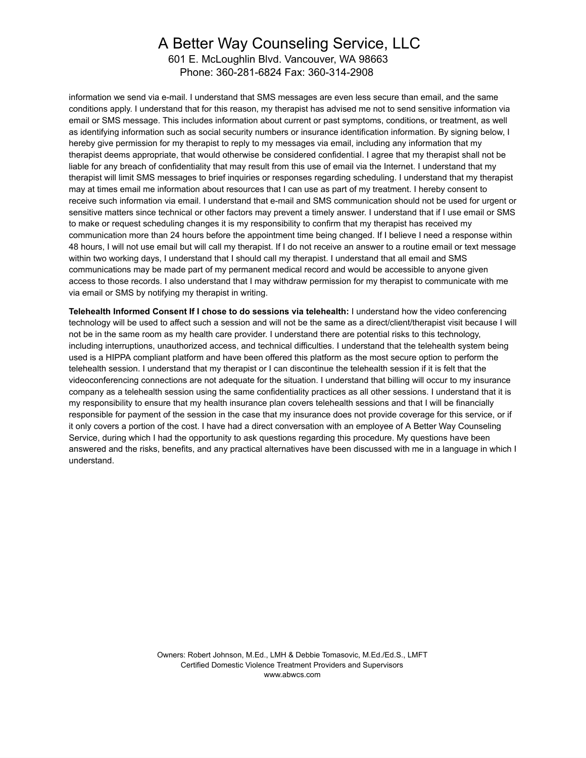information we send via e-mail. I understand that SMS messages are even less secure than email, and the same conditions apply. I understand that for this reason, my therapist has advised me not to send sensitive information via email or SMS message. This includes information about current or past symptoms, conditions, or treatment, as well as identifying information such as social security numbers or insurance identification information. By signing below, I hereby give permission for my therapist to reply to my messages via email, including any information that my therapist deems appropriate, that would otherwise be considered confidential. I agree that my therapist shall not be liable for any breach of confidentiality that may result from this use of email via the Internet. I understand that my therapist will limit SMS messages to brief inquiries or responses regarding scheduling. I understand that my therapist may at times email me information about resources that I can use as part of my treatment. I hereby consent to receive such information via email. I understand that e-mail and SMS communication should not be used for urgent or sensitive matters since technical or other factors may prevent a timely answer. I understand that if I use email or SMS to make or request scheduling changes it is my responsibility to confirm that my therapist has received my communication more than 24 hours before the appointment time being changed. If I believe I need a response within 48 hours, I will not use email but will call my therapist. If I do not receive an answer to a routine email or text message within two working days, I understand that I should call my therapist. I understand that all email and SMS communications may be made part of my permanent medical record and would be accessible to anyone given access to those records. I also understand that I may withdraw permission for my therapist to communicate with me via email or SMS by notifying my therapist in writing.

**Telehealth Informed Consent If I chose to do sessions via telehealth:** I understand how the video conferencing technology will be used to affect such a session and will not be the same as a direct/client/therapist visit because I will not be in the same room as my health care provider. I understand there are potential risks to this technology, including interruptions, unauthorized access, and technical difficulties. I understand that the telehealth system being used is a HIPPA compliant platform and have been offered this platform as the most secure option to perform the telehealth session. I understand that my therapist or I can discontinue the telehealth session if it is felt that the videoconferencing connections are not adequate for the situation. I understand that billing will occur to my insurance company as a telehealth session using the same confidentiality practices as all other sessions. I understand that it is my responsibility to ensure that my health insurance plan covers telehealth sessions and that I will be financially responsible for payment of the session in the case that my insurance does not provide coverage for this service, or if it only covers a portion of the cost. I have had a direct conversation with an employee of A Better Way Counseling Service, during which I had the opportunity to ask questions regarding this procedure. My questions have been answered and the risks, benefits, and any practical alternatives have been discussed with me in a language in which I understand.